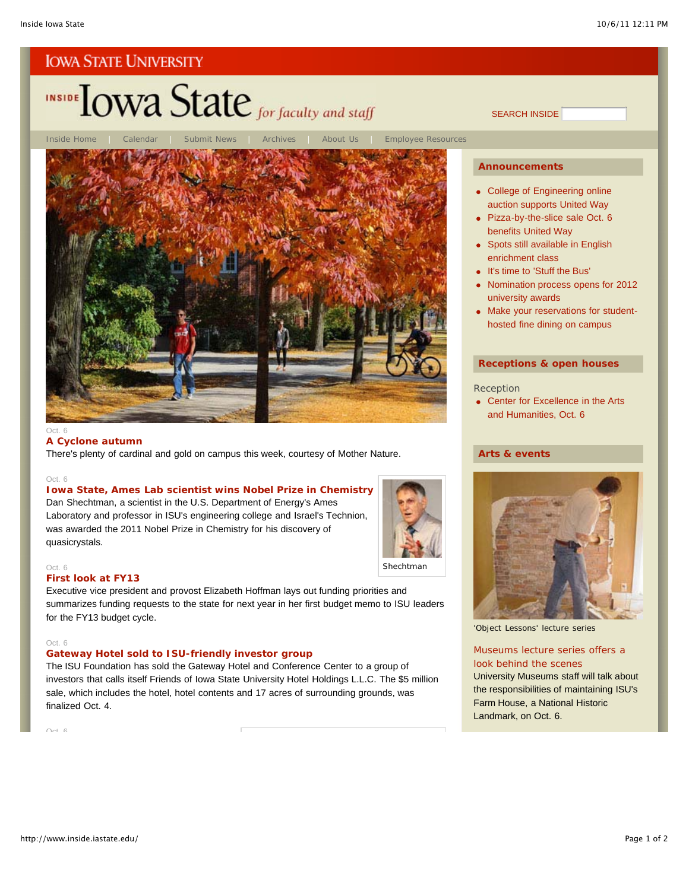IOWA STATE UNIVERSITY

# INSIDE Iowa State *for faculty and staff*

SEARCH INSIDE

Inside Home | Calendar | Submit News | Archives | About Us | Employee Resources

Oct. 6

## A Cyclone autumn

There's plenty of cardinal and gold on campus this week, courtesy of Mother Nature.

Oct. 6

## Iowa State, Ames Lab scientist wins Nobel Prize in Chemistry

Dan Shechtman, a scientist in the U.S. Department of Energy's Ames Laboratory and professor in ISU's engineering college and Israel's Technion, was awarded the 2011 Nobel Prize in Chemistry for his discovery of quasicrystals.

Shechtman

Oct. 6

## First look at FY13

Executive vice president and provost Elizabeth Hoffman lays out funding priorities and summarizes funding requests to the state for next year in her first budget memo to ISU leaders for the FY13 budget cycle.

Oct. 6

## Gateway Hotel sold to ISU-friendly investor group

The ISU Foundation has sold the Gateway Hotel and Conference Center to a group of investors that calls itself Friends of Iowa State University Hotel Holdings L.L.C. The $5 million sale, which includes the hotel, hotel contents and 17 acres of surrounding grounds, was finalized Oct. 4.

Oct. 6

## Announcements

- College of Engineering online auction supports United Way
- Pizza-by-the-slice sale Oct. 6 benefits United Way
- Spots still available in English enrichment class
- It's time to 'Stuff the Bus'
- Nomination process opens for 2012 university awards
- Make your reservations for student-hosted fine dining on campus

## Receptions & open houses

Reception

- Center for Excellence in the Arts and Humanities, Oct. 6

## Arts & events

'Object Lessons' lecture series

### Museums lecture series offers a look behind the scenes

University Museums staff will talk about the responsibilities of maintaining ISU's Farm House, a National Historic Landmark, on Oct. 6.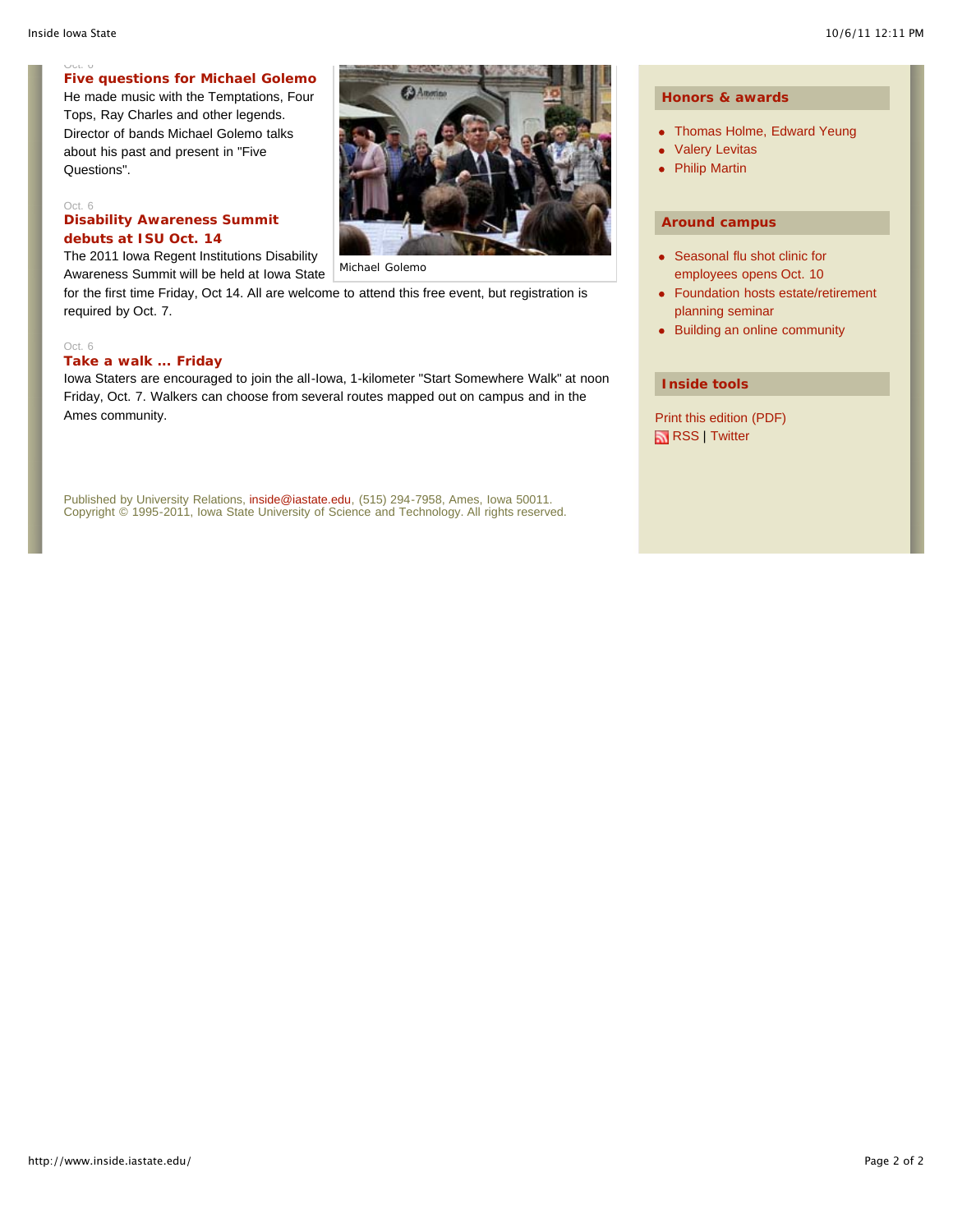Oct. 6

### Five questions for Michael Golemo

He made music with the Temptations, Four Tops, Ray Charles and other legends. Director of bands Michael Golemo talks about his past and present in "Five Questions".

Michael Golemo

Oct. 6

### Disability Awareness Summit debuts at ISU Oct. 14

The 2011 Iowa Regent Institutions Disability Awareness Summit will be held at Iowa State for the first time Friday, Oct 14. All are welcome to attend this free event, but registration is required by Oct. 7.

Oct. 6

### Take a walk ... Friday

Iowa Staters are encouraged to join the all-Iowa, 1-kilometer "Start Somewhere Walk" at noon Friday, Oct. 7. Walkers can choose from several routes mapped out on campus and in the Ames community.

Published by University Relations, inside@iastate.edu, (515) 294-7958, Ames, Iowa 50011.
Copyright © 1995-2011, Iowa State University of Science and Technology. All rights reserved.

## Honors & awards

- Thomas Holme, Edward Yeung
- Valery Levitas
- Philip Martin

## Around campus

- Seasonal flu shot clinic for employees opens Oct. 10
- Foundation hosts estate/retirement planning seminar
- Building an online community

## Inside tools

Print this edition (PDF)

RSS | Twitter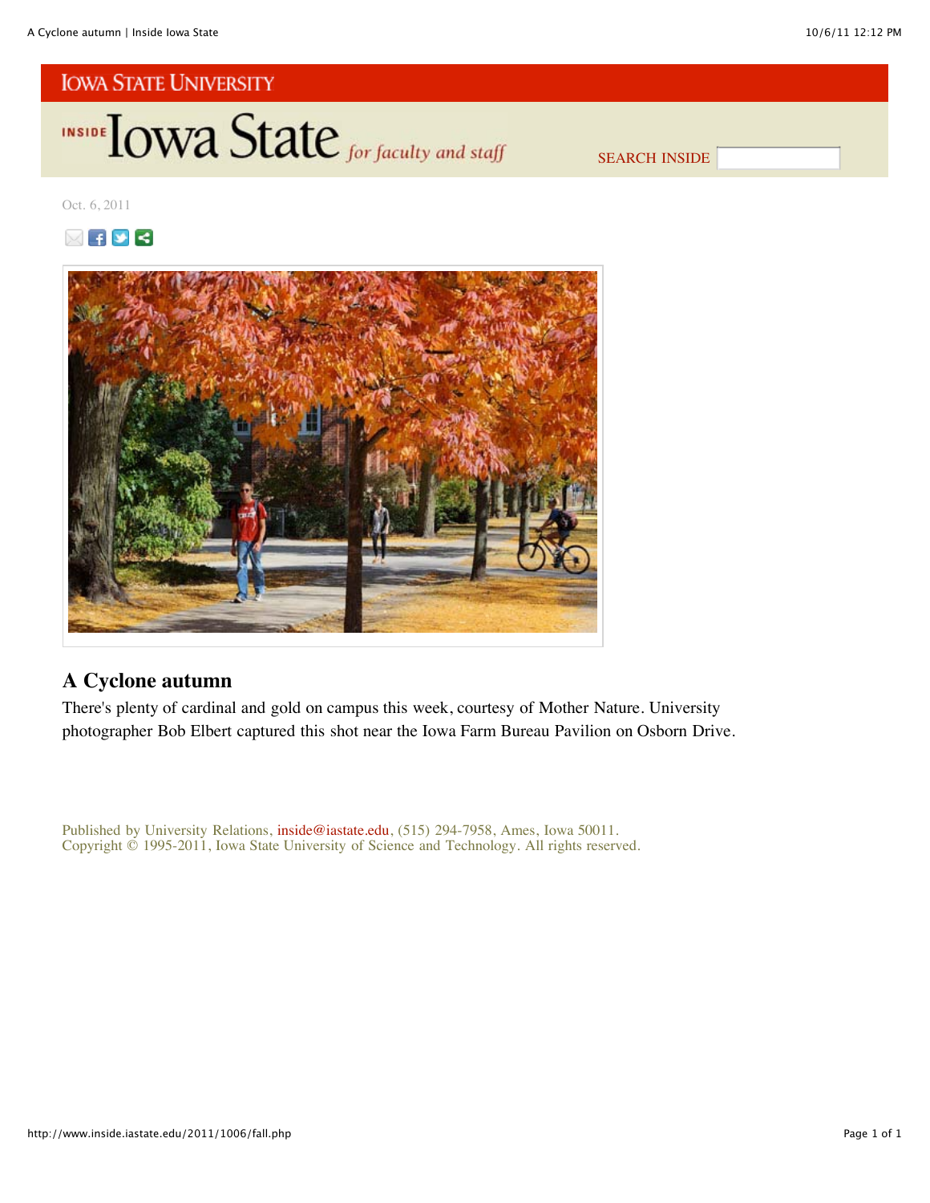IOWA STATE UNIVERSITY

INSIDE Iowa State *for faculty and staff*

SEARCH INSIDE

Oct. 6, 2011

## A Cyclone autumn

There's plenty of cardinal and gold on campus this week, courtesy of Mother Nature. University photographer Bob Elbert captured this shot near the Iowa Farm Bureau Pavilion on Osborn Drive.

Published by University Relations, inside@iastate.edu, (515) 294-7958, Ames, Iowa 50011.
Copyright © 1995-2011, Iowa State University of Science and Technology. All rights reserved.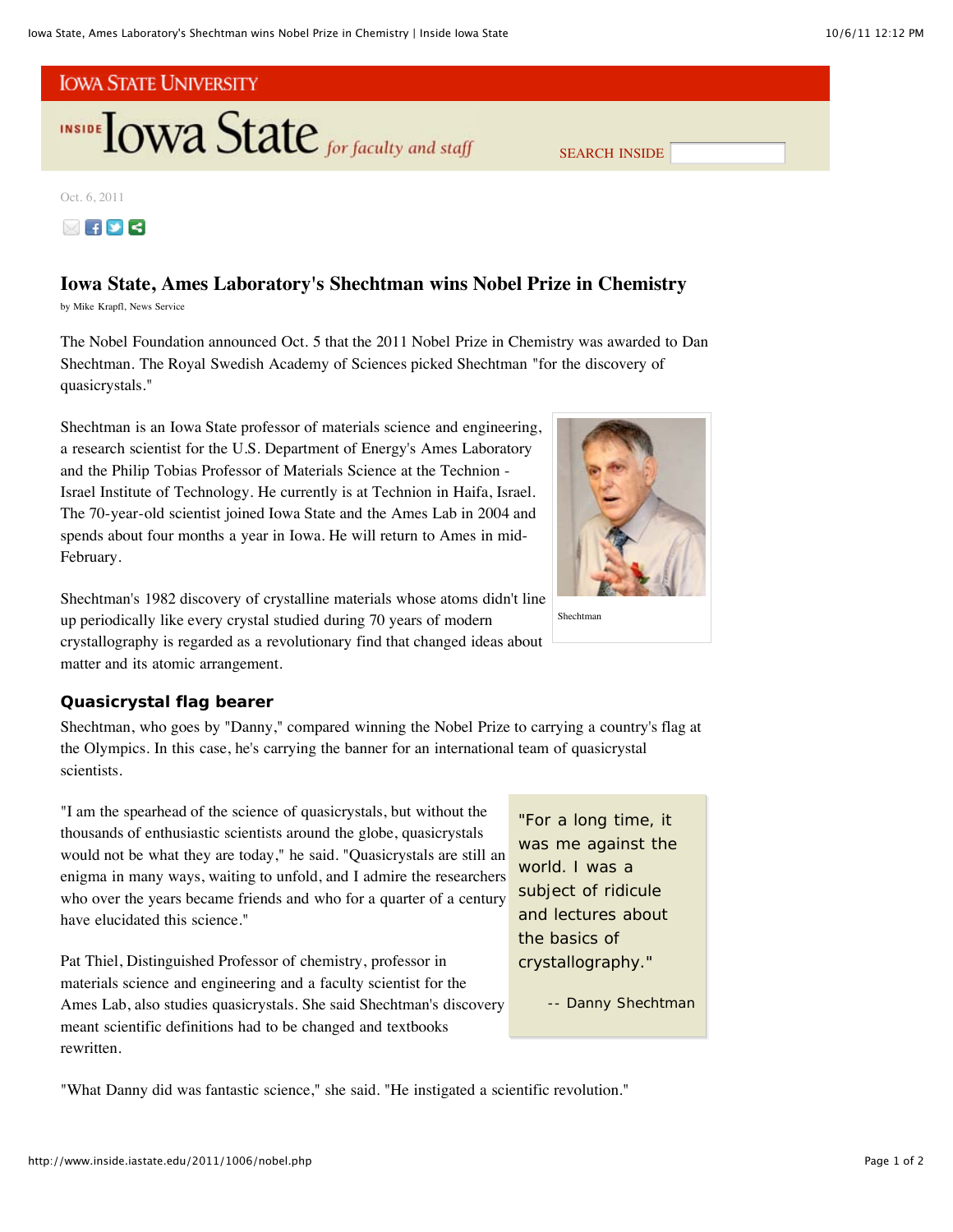IOWA STATE UNIVERSITY

INSIDE Iowa State *for faculty and staff*

Oct. 6, 2011

# Iowa State, Ames Laboratory's Shechtman wins Nobel Prize in Chemistry

by Mike Krapfl, News Service

The Nobel Foundation announced Oct. 5 that the 2011 Nobel Prize in Chemistry was awarded to Dan Shechtman. The Royal Swedish Academy of Sciences picked Shechtman "for the discovery of quasicrystals."

Shechtman is an Iowa State professor of materials science and engineering, a research scientist for the U.S. Department of Energy's Ames Laboratory and the Philip Tobias Professor of Materials Science at the Technion - Israel Institute of Technology. He currently is at Technion in Haifa, Israel. The 70-year-old scientist joined Iowa State and the Ames Lab in 2004 and spends about four months a year in Iowa. He will return to Ames in mid-February.

Shechtman

Shechtman's 1982 discovery of crystalline materials whose atoms didn't line up periodically like every crystal studied during 70 years of modern crystallography is regarded as a revolutionary find that changed ideas about matter and its atomic arrangement.

## Quasicrystal flag bearer

Shechtman, who goes by "Danny," compared winning the Nobel Prize to carrying a country's flag at the Olympics. In this case, he's carrying the banner for an international team of quasicrystal scientists.

"I am the spearhead of the science of quasicrystals, but without the thousands of enthusiastic scientists around the globe, quasicrystals would not be what they are today," he said. "Quasicrystals are still an enigma in many ways, waiting to unfold, and I admire the researchers who over the years became friends and who for a quarter of a century have elucidated this science."

> "For a long time, it was me against the world. I was a subject of ridicule and lectures about the basics of crystallography."
>
> -- Danny Shechtman

Pat Thiel, Distinguished Professor of chemistry, professor in materials science and engineering and a faculty scientist for the Ames Lab, also studies quasicrystals. She said Shechtman's discovery meant scientific definitions had to be changed and textbooks rewritten.

"What Danny did was fantastic science," she said. "He instigated a scientific revolution."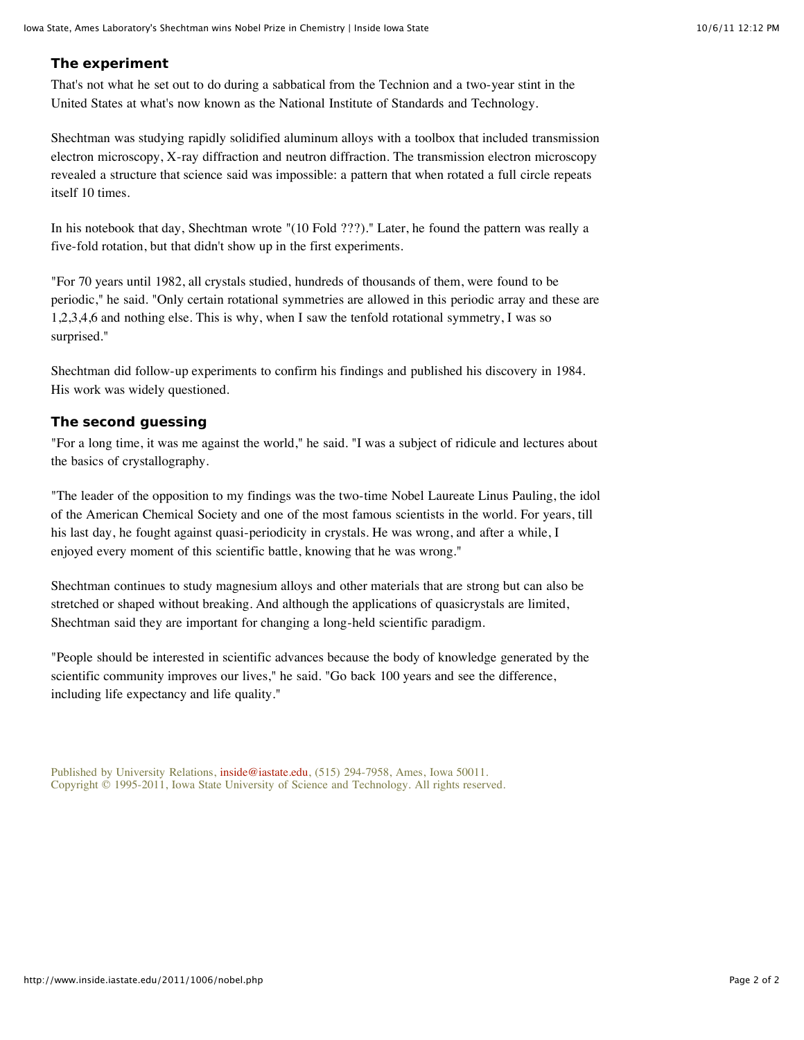### The experiment

That's not what he set out to do during a sabbatical from the Technion and a two-year stint in the United States at what's now known as the National Institute of Standards and Technology.

Shechtman was studying rapidly solidified aluminum alloys with a toolbox that included transmission electron microscopy, X-ray diffraction and neutron diffraction. The transmission electron microscopy revealed a structure that science said was impossible: a pattern that when rotated a full circle repeats itself 10 times.

In his notebook that day, Shechtman wrote "(10 Fold ???)." Later, he found the pattern was really a five-fold rotation, but that didn't show up in the first experiments.

"For 70 years until 1982, all crystals studied, hundreds of thousands of them, were found to be periodic," he said. "Only certain rotational symmetries are allowed in this periodic array and these are 1,2,3,4,6 and nothing else. This is why, when I saw the tenfold rotational symmetry, I was so surprised."

Shechtman did follow-up experiments to confirm his findings and published his discovery in 1984. His work was widely questioned.

### The second guessing

"For a long time, it was me against the world," he said. "I was a subject of ridicule and lectures about the basics of crystallography.

"The leader of the opposition to my findings was the two-time Nobel Laureate Linus Pauling, the idol of the American Chemical Society and one of the most famous scientists in the world. For years, till his last day, he fought against quasi-periodicity in crystals. He was wrong, and after a while, I enjoyed every moment of this scientific battle, knowing that he was wrong."

Shechtman continues to study magnesium alloys and other materials that are strong but can also be stretched or shaped without breaking. And although the applications of quasicrystals are limited, Shechtman said they are important for changing a long-held scientific paradigm.

"People should be interested in scientific advances because the body of knowledge generated by the scientific community improves our lives," he said. "Go back 100 years and see the difference, including life expectancy and life quality."

Published by University Relations, inside@iastate.edu, (515) 294-7958, Ames, Iowa 50011.
Copyright © 1995-2011, Iowa State University of Science and Technology. All rights reserved.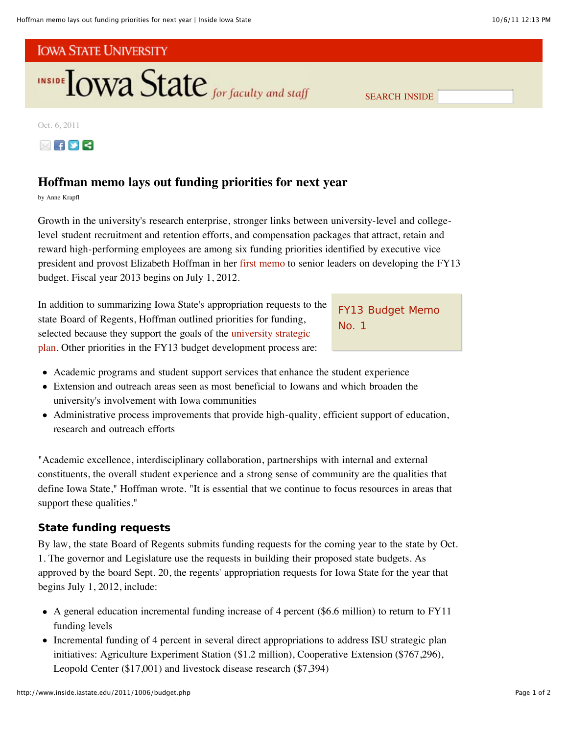Oct. 6, 2011

# Hoffman memo lays out funding priorities for next year

by Anne Krapfl

Growth in the university's research enterprise, stronger links between university-level and college-level student recruitment and retention efforts, and compensation packages that attract, retain and reward high-performing employees are among six funding priorities identified by executive vice president and provost Elizabeth Hoffman in her first memo to senior leaders on developing the FY13 budget. Fiscal year 2013 begins on July 1, 2012.

FY13 Budget Memo No. 1

In addition to summarizing Iowa State's appropriation requests to the state Board of Regents, Hoffman outlined priorities for funding, selected because they support the goals of the university strategic plan. Other priorities in the FY13 budget development process are:

- Academic programs and student support services that enhance the student experience
- Extension and outreach areas seen as most beneficial to Iowans and which broaden the university's involvement with Iowa communities
- Administrative process improvements that provide high-quality, efficient support of education, research and outreach efforts

"Academic excellence, interdisciplinary collaboration, partnerships with internal and external constituents, the overall student experience and a strong sense of community are the qualities that define Iowa State," Hoffman wrote. "It is essential that we continue to focus resources in areas that support these qualities."

## State funding requests

By law, the state Board of Regents submits funding requests for the coming year to the state by Oct. 1. The governor and Legislature use the requests in building their proposed state budgets. As approved by the board Sept. 20, the regents' appropriation requests for Iowa State for the year that begins July 1, 2012, include:

- A general education incremental funding increase of 4 percent ($6.6 million) to return to FY11 funding levels
- Incremental funding of 4 percent in several direct appropriations to address ISU strategic plan initiatives: Agriculture Experiment Station ($1.2 million), Cooperative Extension ($767,296), Leopold Center ($17,001) and livestock disease research ($7,394)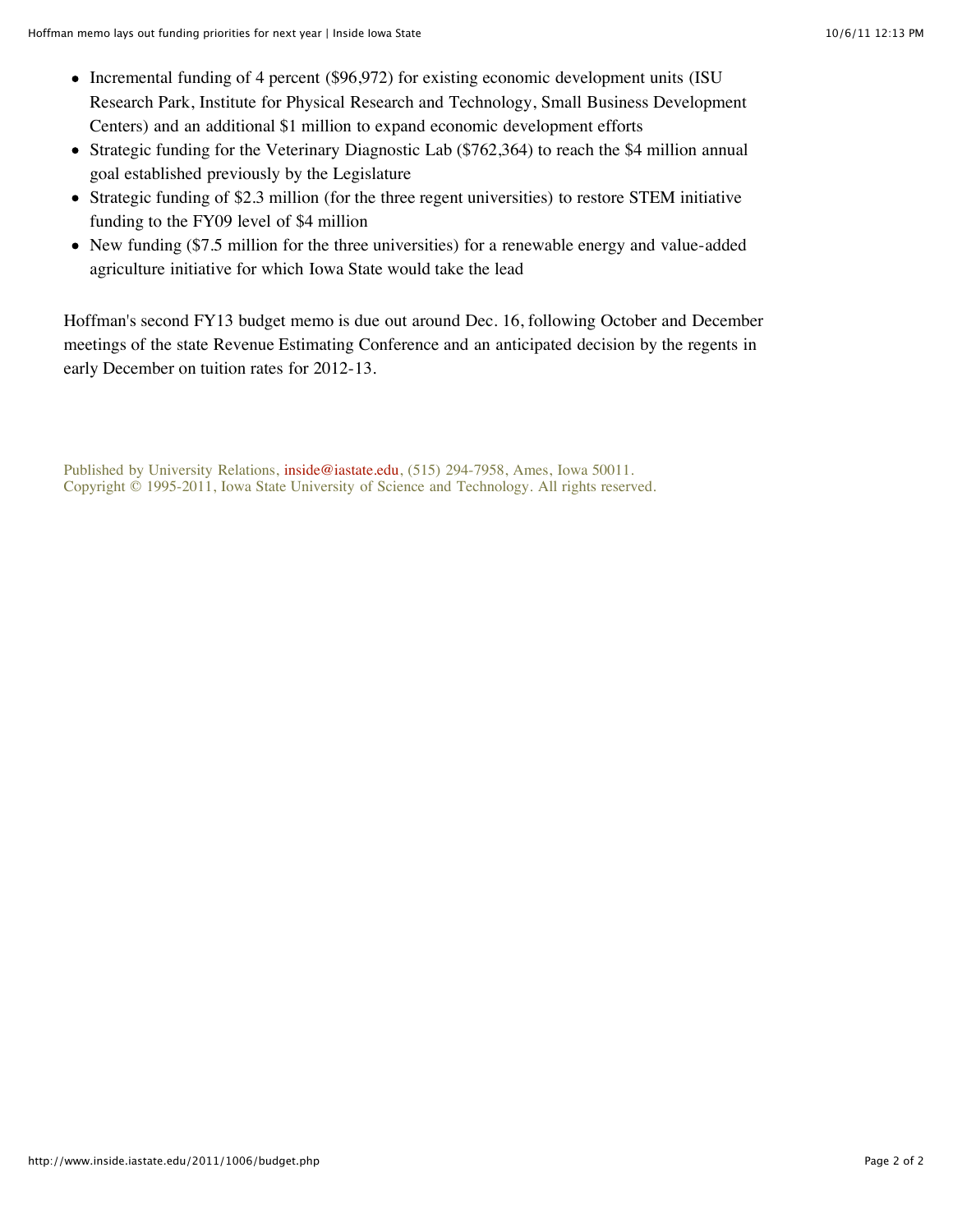- Incremental funding of 4 percent ($96,972) for existing economic development units (ISU Research Park, Institute for Physical Research and Technology, Small Business Development Centers) and an additional $1 million to expand economic development efforts
- Strategic funding for the Veterinary Diagnostic Lab ($762,364) to reach the $4 million annual goal established previously by the Legislature
- Strategic funding of $2.3 million (for the three regent universities) to restore STEM initiative funding to the FY09 level of $4 million
- New funding ($7.5 million for the three universities) for a renewable energy and value-added agriculture initiative for which Iowa State would take the lead

Hoffman's second FY13 budget memo is due out around Dec. 16, following October and December meetings of the state Revenue Estimating Conference and an anticipated decision by the regents in early December on tuition rates for 2012-13.

Published by University Relations, inside@iastate.edu, (515) 294-7958, Ames, Iowa 50011.
Copyright © 1995-2011, Iowa State University of Science and Technology. All rights reserved.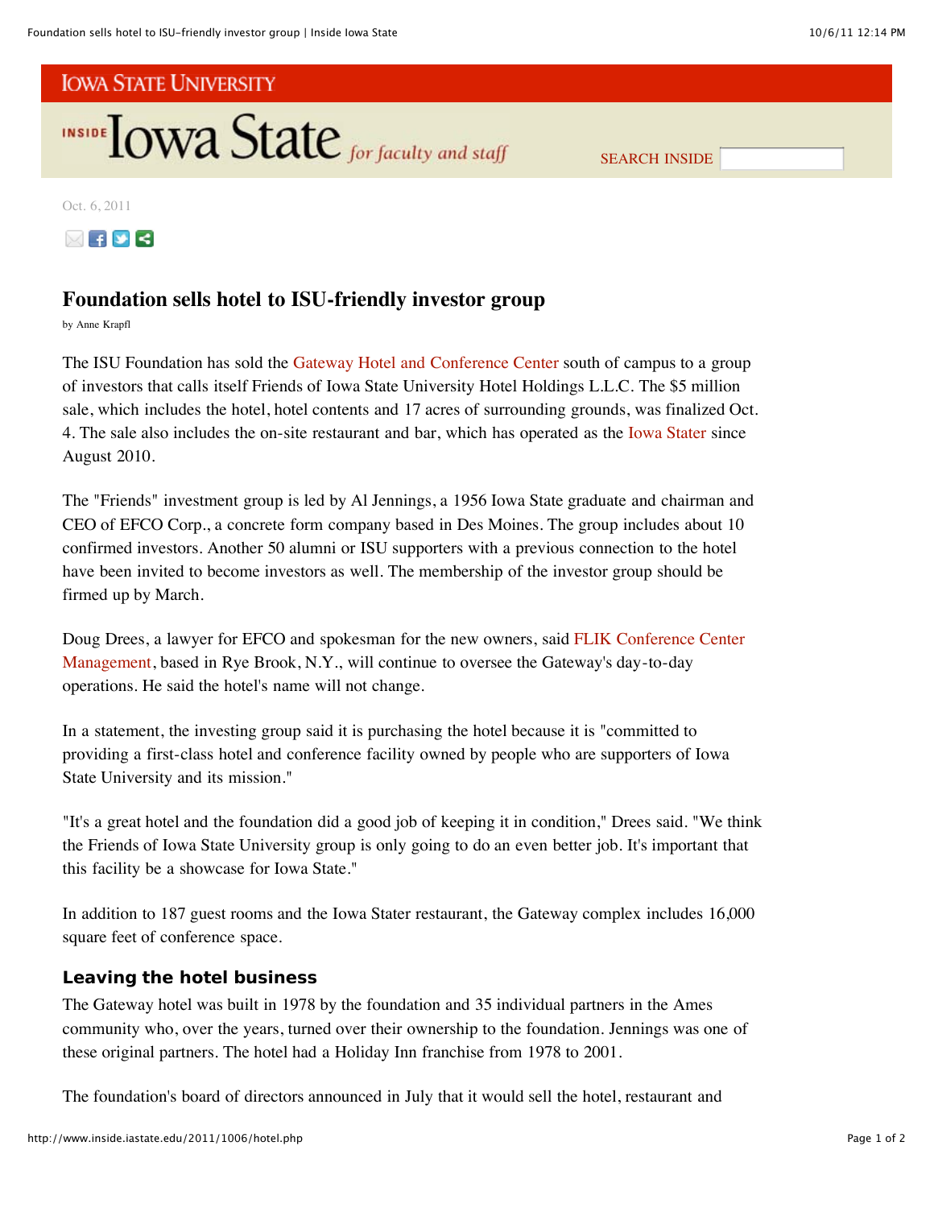IOWA STATE UNIVERSITY

INSIDE Iowa State *for faculty and staff*

Oct. 6, 2011

# Foundation sells hotel to ISU-friendly investor group

by Anne Krapfl

The ISU Foundation has sold the Gateway Hotel and Conference Center south of campus to a group of investors that calls itself Friends of Iowa State University Hotel Holdings L.L.C. The $5 million sale, which includes the hotel, hotel contents and 17 acres of surrounding grounds, was finalized Oct. 4. The sale also includes the on-site restaurant and bar, which has operated as the Iowa Stater since August 2010.

The "Friends" investment group is led by Al Jennings, a 1956 Iowa State graduate and chairman and CEO of EFCO Corp., a concrete form company based in Des Moines. The group includes about 10 confirmed investors. Another 50 alumni or ISU supporters with a previous connection to the hotel have been invited to become investors as well. The membership of the investor group should be firmed up by March.

Doug Drees, a lawyer for EFCO and spokesman for the new owners, said FLIK Conference Center Management, based in Rye Brook, N.Y., will continue to oversee the Gateway's day-to-day operations. He said the hotel's name will not change.

In a statement, the investing group said it is purchasing the hotel because it is "committed to providing a first-class hotel and conference facility owned by people who are supporters of Iowa State University and its mission."

"It's a great hotel and the foundation did a good job of keeping it in condition," Drees said. "We think the Friends of Iowa State University group is only going to do an even better job. It's important that this facility be a showcase for Iowa State."

In addition to 187 guest rooms and the Iowa Stater restaurant, the Gateway complex includes 16,000 square feet of conference space.

## Leaving the hotel business

The Gateway hotel was built in 1978 by the foundation and 35 individual partners in the Ames community who, over the years, turned over their ownership to the foundation. Jennings was one of these original partners. The hotel had a Holiday Inn franchise from 1978 to 2001.

The foundation's board of directors announced in July that it would sell the hotel, restaurant and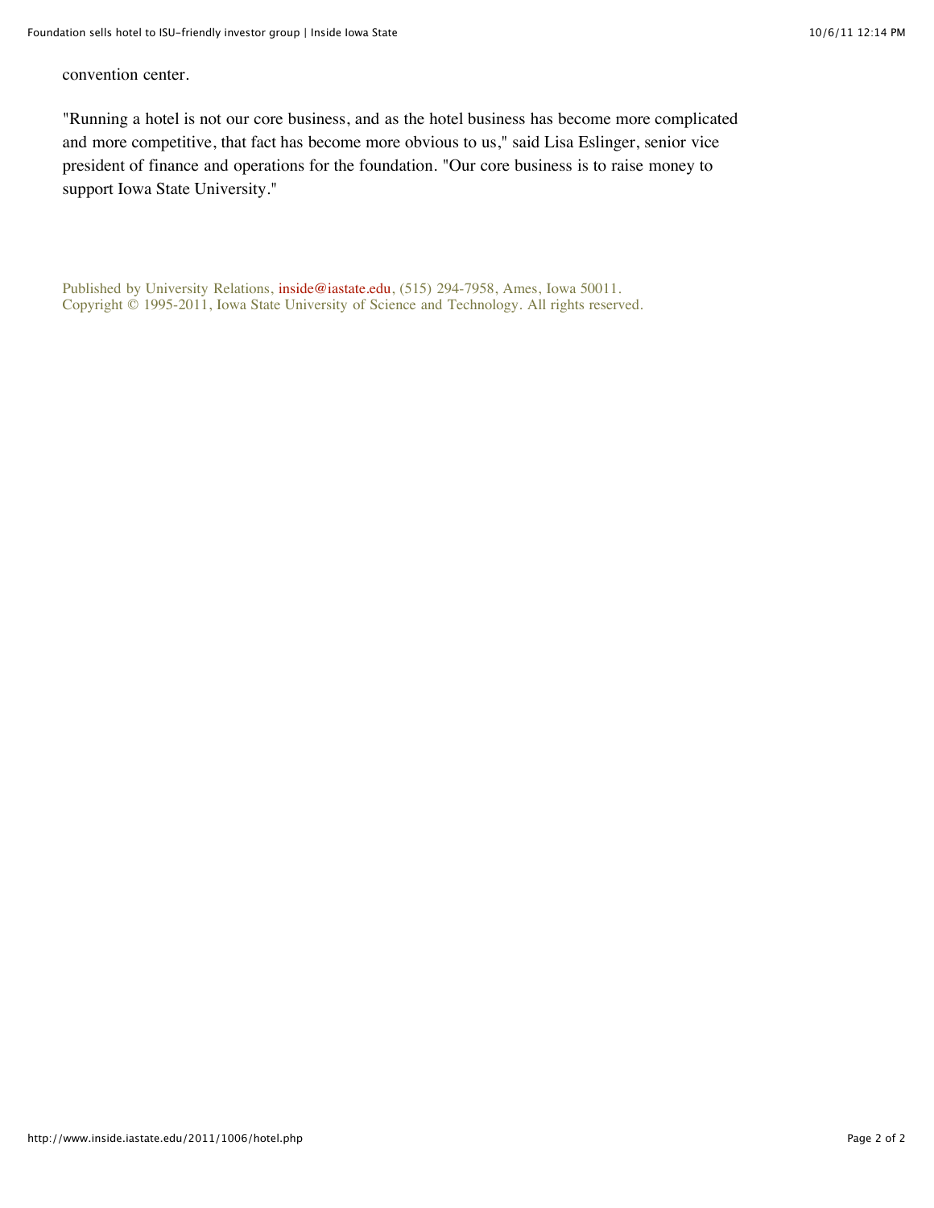convention center.

"Running a hotel is not our core business, and as the hotel business has become more complicated and more competitive, that fact has become more obvious to us," said Lisa Eslinger, senior vice president of finance and operations for the foundation. "Our core business is to raise money to support Iowa State University."

Published by University Relations, inside@iastate.edu, (515) 294-7958, Ames, Iowa 50011.
Copyright © 1995-2011, Iowa State University of Science and Technology. All rights reserved.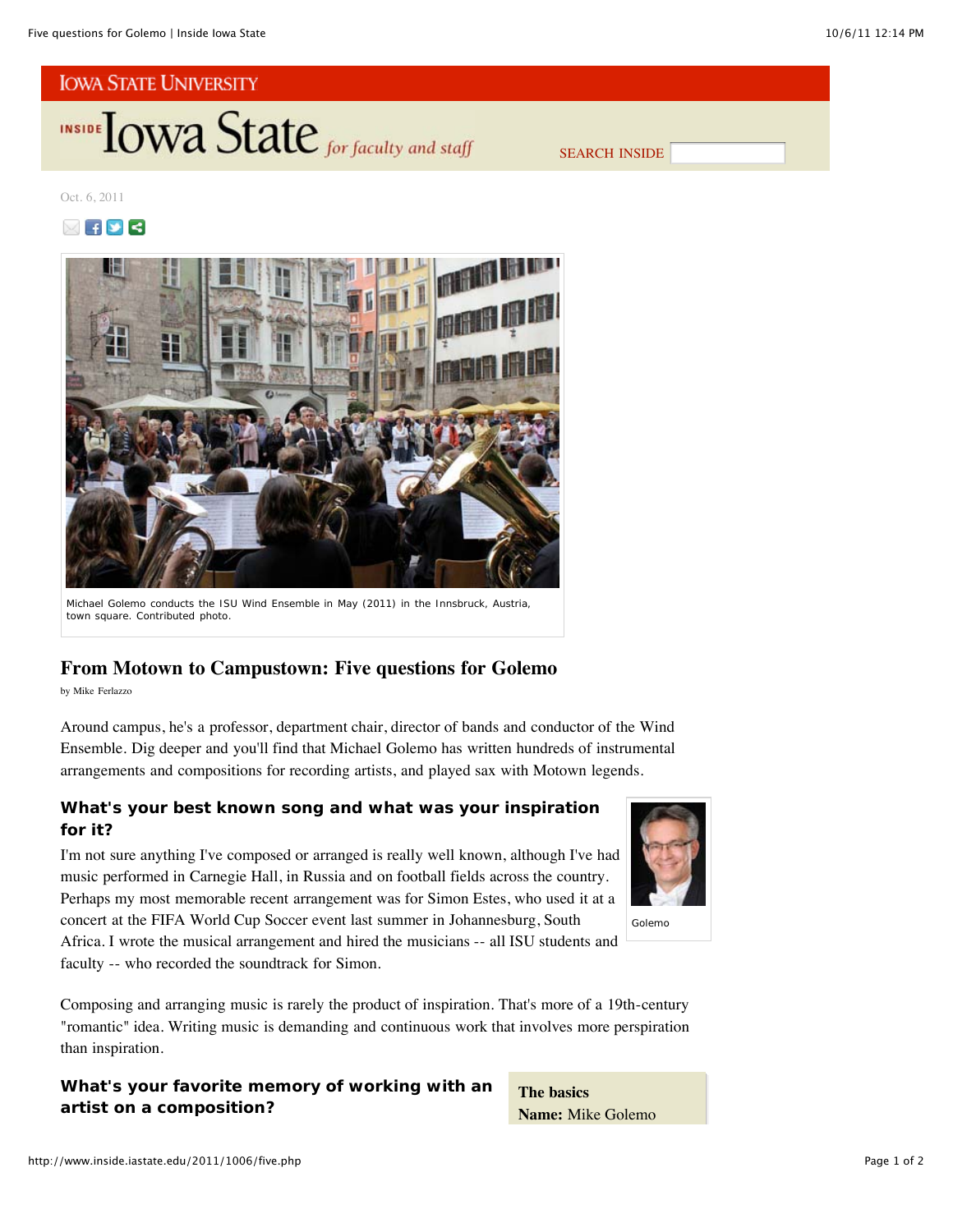IOWA STATE UNIVERSITY

INSIDE Iowa State *for faculty and staff*

SEARCH INSIDE

Oct. 6, 2011

Michael Golemo conducts the ISU Wind Ensemble in May (2011) in the Innsbruck, Austria, town square. Contributed photo.

# From Motown to Campustown: Five questions for Golemo

by Mike Ferlazzo

Around campus, he's a professor, department chair, director of bands and conductor of the Wind Ensemble. Dig deeper and you'll find that Michael Golemo has written hundreds of instrumental arrangements and compositions for recording artists, and played sax with Motown legends.

### What's your best known song and what was your inspiration for it?

Golemo

I'm not sure anything I've composed or arranged is really well known, although I've had music performed in Carnegie Hall, in Russia and on football fields across the country. Perhaps my most memorable recent arrangement was for Simon Estes, who used it at a concert at the FIFA World Cup Soccer event last summer in Johannesburg, South Africa. I wrote the musical arrangement and hired the musicians -- all ISU students and faculty -- who recorded the soundtrack for Simon.

Composing and arranging music is rarely the product of inspiration. That's more of a 19th-century "romantic" idea. Writing music is demanding and continuous work that involves more perspiration than inspiration.

### What's your favorite memory of working with an artist on a composition?

**The basics**

**Name:** Mike Golemo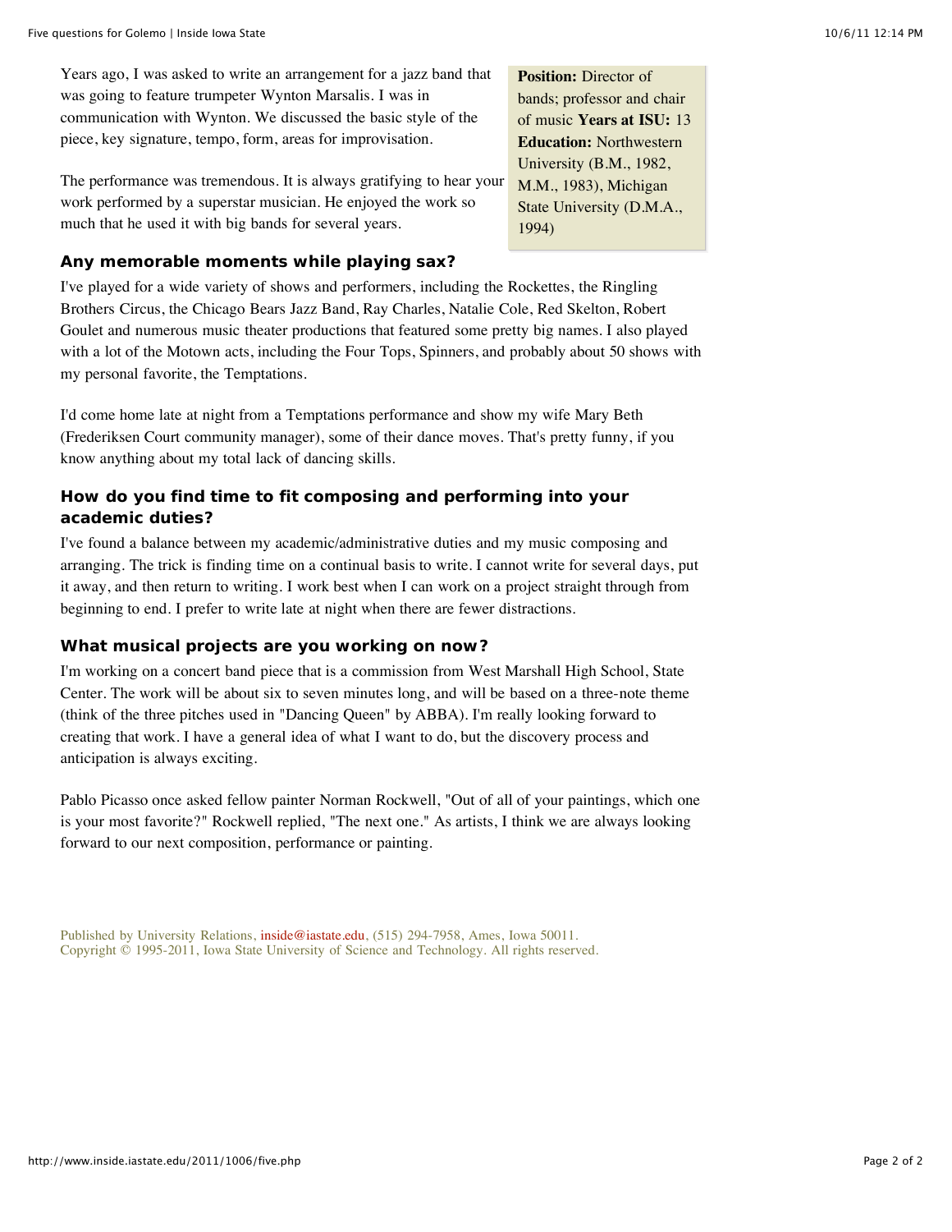Years ago, I was asked to write an arrangement for a jazz band that was going to feature trumpeter Wynton Marsalis. I was in communication with Wynton. We discussed the basic style of the piece, key signature, tempo, form, areas for improvisation.

The performance was tremendous. It is always gratifying to hear your work performed by a superstar musician. He enjoyed the work so much that he used it with big bands for several years.

**Position:** Director of bands; professor and chair of music **Years at ISU:** 13 **Education:** Northwestern University (B.M., 1982, M.M., 1983), Michigan State University (D.M.A., 1994)

### Any memorable moments while playing sax?

I've played for a wide variety of shows and performers, including the Rockettes, the Ringling Brothers Circus, the Chicago Bears Jazz Band, Ray Charles, Natalie Cole, Red Skelton, Robert Goulet and numerous music theater productions that featured some pretty big names. I also played with a lot of the Motown acts, including the Four Tops, Spinners, and probably about 50 shows with my personal favorite, the Temptations.

I'd come home late at night from a Temptations performance and show my wife Mary Beth (Frederiksen Court community manager), some of their dance moves. That's pretty funny, if you know anything about my total lack of dancing skills.

### How do you find time to fit composing and performing into your academic duties?

I've found a balance between my academic/administrative duties and my music composing and arranging. The trick is finding time on a continual basis to write. I cannot write for several days, put it away, and then return to writing. I work best when I can work on a project straight through from beginning to end. I prefer to write late at night when there are fewer distractions.

### What musical projects are you working on now?

I'm working on a concert band piece that is a commission from West Marshall High School, State Center. The work will be about six to seven minutes long, and will be based on a three-note theme (think of the three pitches used in "Dancing Queen" by ABBA). I'm really looking forward to creating that work. I have a general idea of what I want to do, but the discovery process and anticipation is always exciting.

Pablo Picasso once asked fellow painter Norman Rockwell, "Out of all of your paintings, which one is your most favorite?" Rockwell replied, "The next one." As artists, I think we are always looking forward to our next composition, performance or painting.

Published by University Relations, inside@iastate.edu, (515) 294-7958, Ames, Iowa 50011.
Copyright © 1995-2011, Iowa State University of Science and Technology. All rights reserved.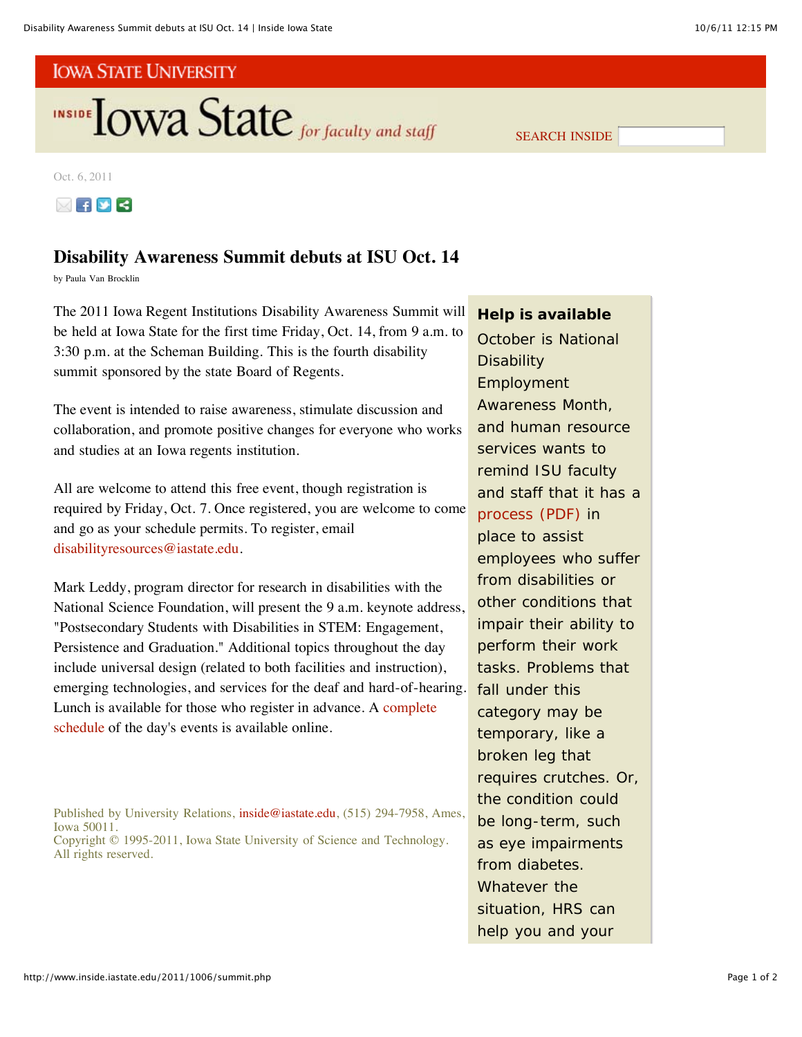Oct. 6, 2011

# Disability Awareness Summit debuts at ISU Oct. 14

by Paula Van Brocklin

The 2011 Iowa Regent Institutions Disability Awareness Summit will be held at Iowa State for the first time Friday, Oct. 14, from 9 a.m. to 3:30 p.m. at the Scheman Building. This is the fourth disability summit sponsored by the state Board of Regents.

The event is intended to raise awareness, stimulate discussion and collaboration, and promote positive changes for everyone who works and studies at an Iowa regents institution.

All are welcome to attend this free event, though registration is required by Friday, Oct. 7. Once registered, you are welcome to come and go as your schedule permits. To register, email disabilityresources@iastate.edu.

Mark Leddy, program director for research in disabilities with the National Science Foundation, will present the 9 a.m. keynote address, "Postsecondary Students with Disabilities in STEM: Engagement, Persistence and Graduation." Additional topics throughout the day include universal design (related to both facilities and instruction), emerging technologies, and services for the deaf and hard-of-hearing. Lunch is available for those who register in advance. A complete schedule of the day's events is available online.

## Help is available

October is National Disability Employment Awareness Month, and human resource services wants to remind ISU faculty and staff that it has a process (PDF) in place to assist employees who suffer from disabilities or other conditions that impair their ability to perform their work tasks. Problems that fall under this category may be temporary, like a broken leg that requires crutches. Or, the condition could be long-term, such as eye impairments from diabetes. Whatever the situation, HRS can help you and your

Published by University Relations, inside@iastate.edu, (515) 294-7958, Ames, Iowa 50011.
Copyright © 1995-2011, Iowa State University of Science and Technology. All rights reserved.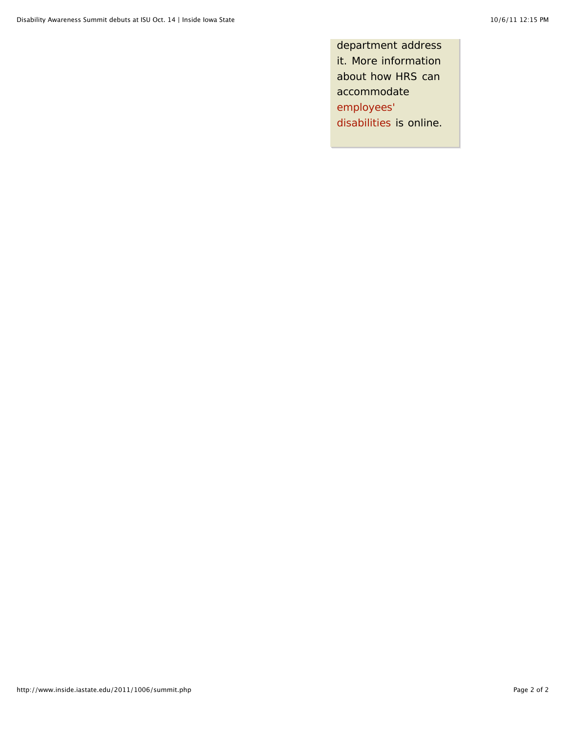department address it. More information about how HRS can accommodate employees' disabilities is online.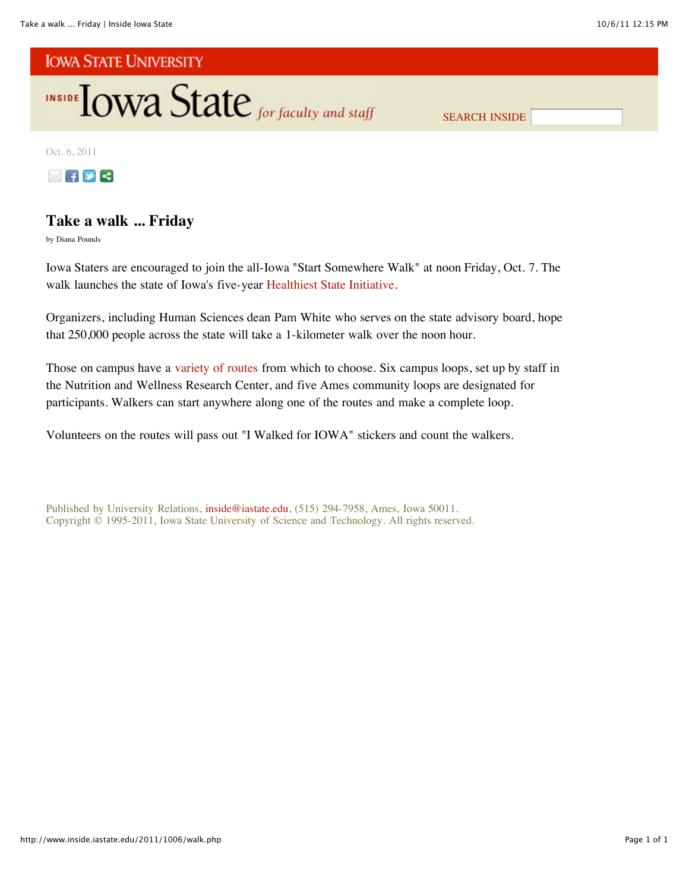IOWA STATE UNIVERSITY

INSIDE Iowa State *for faculty and staff*

SEARCH INSIDE

Oct. 6, 2011

## Take a walk ... Friday

by Diana Pounds

Iowa Staters are encouraged to join the all-Iowa "Start Somewhere Walk" at noon Friday, Oct. 7. The walk launches the state of Iowa's five-year Healthiest State Initiative.

Organizers, including Human Sciences dean Pam White who serves on the state advisory board, hope that 250,000 people across the state will take a 1-kilometer walk over the noon hour.

Those on campus have a variety of routes from which to choose. Six campus loops, set up by staff in the Nutrition and Wellness Research Center, and five Ames community loops are designated for participants. Walkers can start anywhere along one of the routes and make a complete loop.

Volunteers on the routes will pass out "I Walked for IOWA" stickers and count the walkers.

Published by University Relations, inside@iastate.edu, (515) 294-7958, Ames, Iowa 50011.
Copyright © 1995-2011, Iowa State University of Science and Technology. All rights reserved.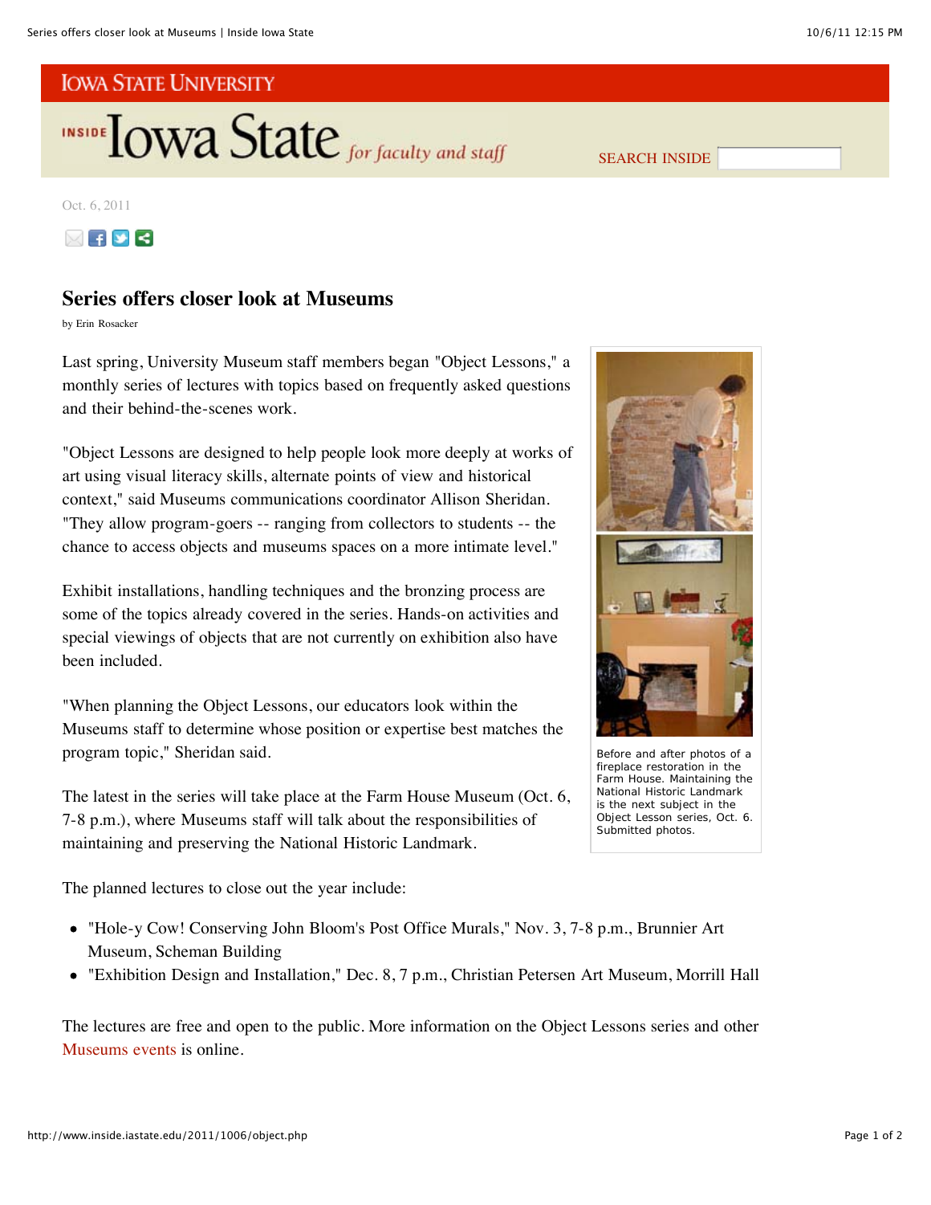IOWA STATE UNIVERSITY

INSIDE Iowa State *for faculty and staff*

SEARCH INSIDE

Oct. 6, 2011

## Series offers closer look at Museums

by Erin Rosacker

Last spring, University Museum staff members began "Object Lessons," a monthly series of lectures with topics based on frequently asked questions and their behind-the-scenes work.

"Object Lessons are designed to help people look more deeply at works of art using visual literacy skills, alternate points of view and historical context," said Museums communications coordinator Allison Sheridan. "They allow program-goers -- ranging from collectors to students -- the chance to access objects and museums spaces on a more intimate level."

Exhibit installations, handling techniques and the bronzing process are some of the topics already covered in the series. Hands-on activities and special viewings of objects that are not currently on exhibition also have been included.

"When planning the Object Lessons, our educators look within the Museums staff to determine whose position or expertise best matches the program topic," Sheridan said.

Before and after photos of a fireplace restoration in the Farm House. Maintaining the National Historic Landmark is the next subject in the Object Lesson series, Oct. 6. Submitted photos.

The latest in the series will take place at the Farm House Museum (Oct. 6, 7-8 p.m.), where Museums staff will talk about the responsibilities of maintaining and preserving the National Historic Landmark.

The planned lectures to close out the year include:

- "Hole-y Cow! Conserving John Bloom's Post Office Murals," Nov. 3, 7-8 p.m., Brunnier Art Museum, Scheman Building
- "Exhibition Design and Installation," Dec. 8, 7 p.m., Christian Petersen Art Museum, Morrill Hall

The lectures are free and open to the public. More information on the Object Lessons series and other Museums events is online.